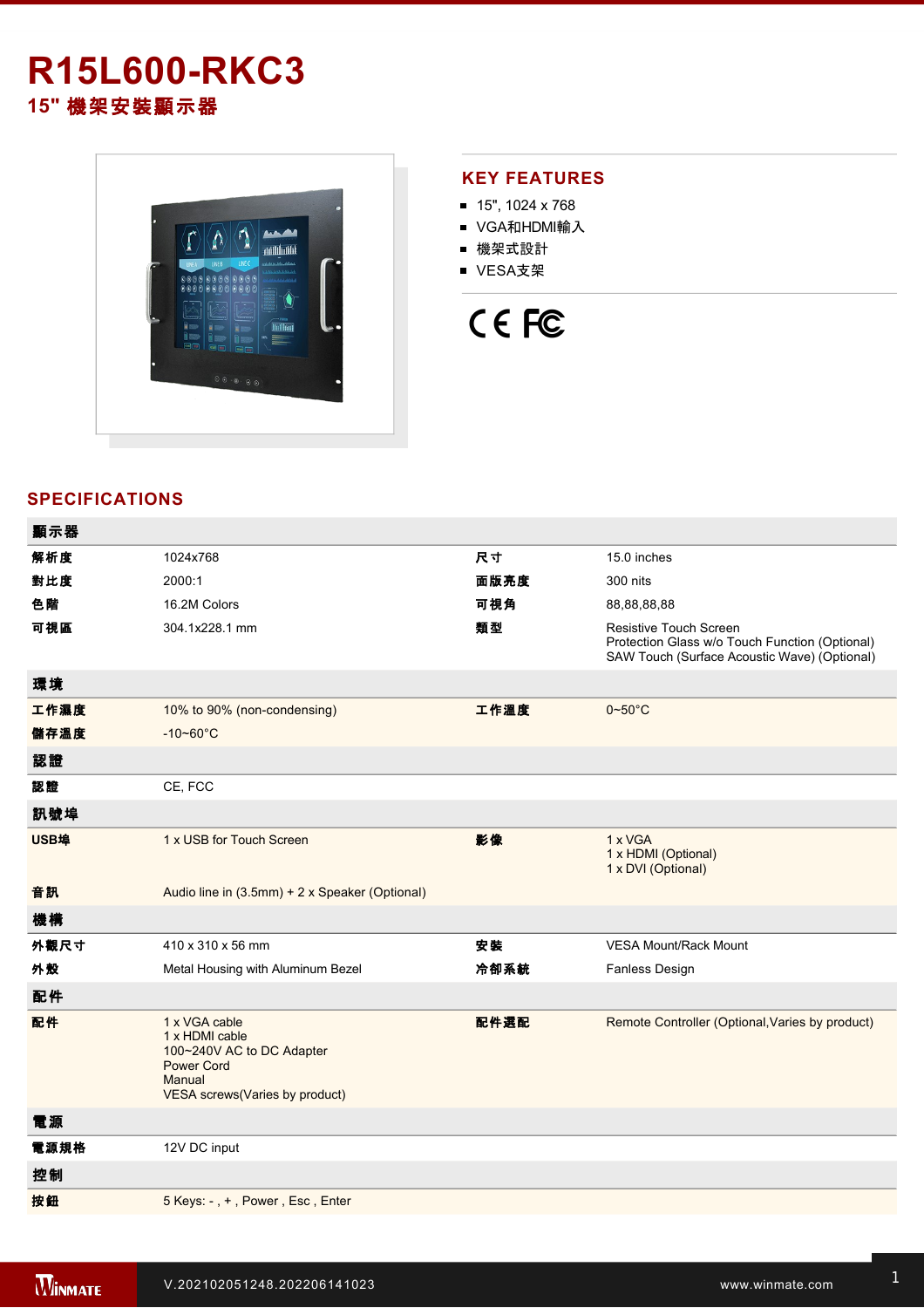# R15L600-RKC3

## 15" 機架安裝顯示器

## KEY FEATURES

- 15", 1024 x 768
- VGA和HDMI輸入
- 機架式設計
- VESA支架

## SPECIFICATIONS

| 顯示器 | | | |
|---|---|---|---|
| 解析度 | 1024x768 | 尺寸 | 15.0 inches |
| 對比度 | 2000:1 | 面版亮度 | 300 nits |
| 色階 | 16.2M Colors | 可視角 | 88,88,88,88 |
| 可視區 | 304.1x228.1 mm | 類型 | Resistive Touch Screen<br>Protection Glass w/o Touch Function (Optional)<br>SAW Touch (Surface Acoustic Wave) (Optional) |
| **環境** | | | |
| 工作濕度 | 10% to 90% (non-condensing) | 工作溫度 | 0~50°C |
| 儲存溫度 | -10~60°C | | |
| **認證** | | | |
| 認證 | CE, FCC | | |
| **訊號埠** | | | |
| USB埠 | 1 x USB for Touch Screen | 影像 | 1 x VGA<br>1 x HDMI (Optional)<br>1 x DVI (Optional) |
| 音訊 | Audio line in (3.5mm) + 2 x Speaker (Optional) | | |
| **機構** | | | |
| 外觀尺寸 | 410 x 310 x 56 mm | 安裝 | VESA Mount/Rack Mount |
| 外殼 | Metal Housing with Aluminum Bezel | 冷卻系統 | Fanless Design |
| **配件** | | | |
| 配件 | 1 x VGA cable<br>1 x HDMI cable<br>100~240V AC to DC Adapter<br>Power Cord<br>Manual<br>VESA screws(Varies by product) | 配件選配 | Remote Controller (Optional,Varies by product) |
| **電源** | | | |
| 電源規格 | 12V DC input | | |
| **控制** | | | |
| 按鈕 | 5 Keys: - , + , Power , Esc , Enter | | |

V.202102051248.202206141023

www.winmate.com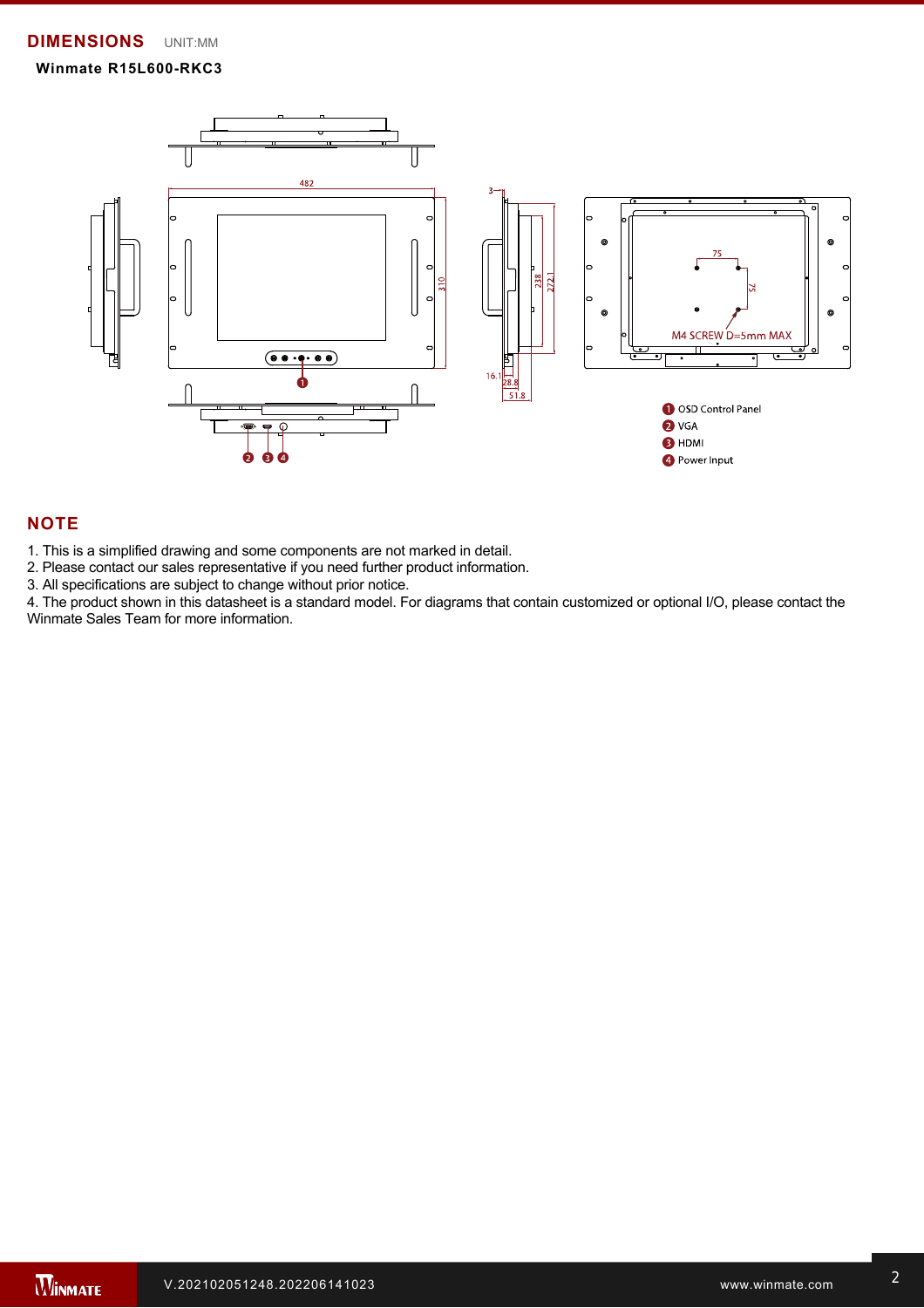## DIMENSIONS UNIT:MM

**Winmate R15L600-RKC3**

482

310

3

238

272.1

16.1

28.8

51.8

75

75

M4 SCREW D=5mm MAX

1 OSD Control Panel
2 VGA
3 HDMI
4 Power Input

## NOTE

1. This is a simplified drawing and some components are not marked in detail.
2. Please contact our sales representative if you need further product information.
3. All specifications are subject to change without prior notice.
4. The product shown in this datasheet is a standard model. For diagrams that contain customized or optional I/O, please contact the Winmate Sales Team for more information.